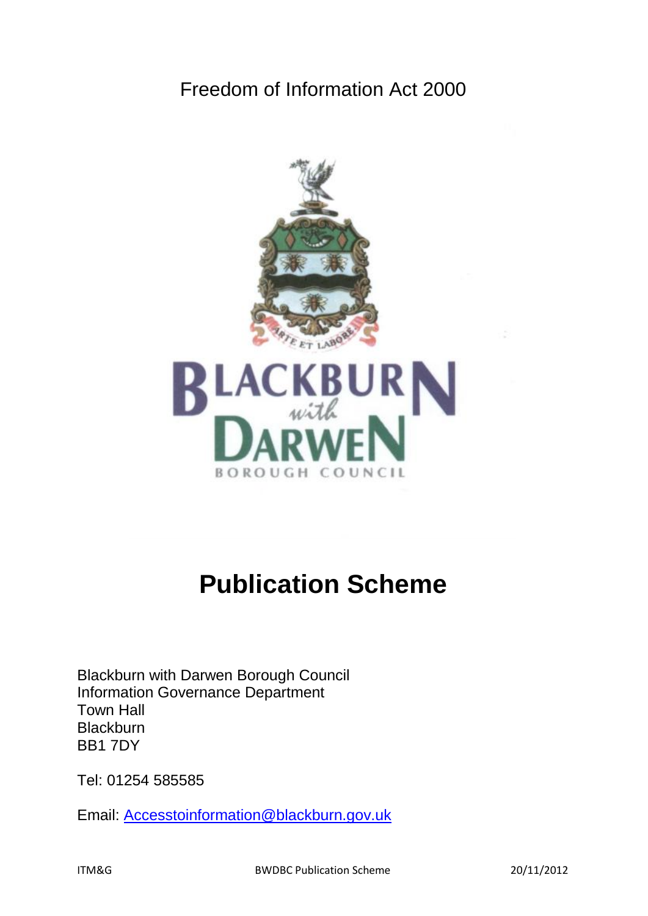Freedom of Information Act 2000

# Publication Scheme

Blackburn with Darwen Borough Council
Information Governance Department
Town Hall
Blackburn
BB1 7DY

Tel: 01254 585585

Email: Accesstoinformation@blackburn.gov.uk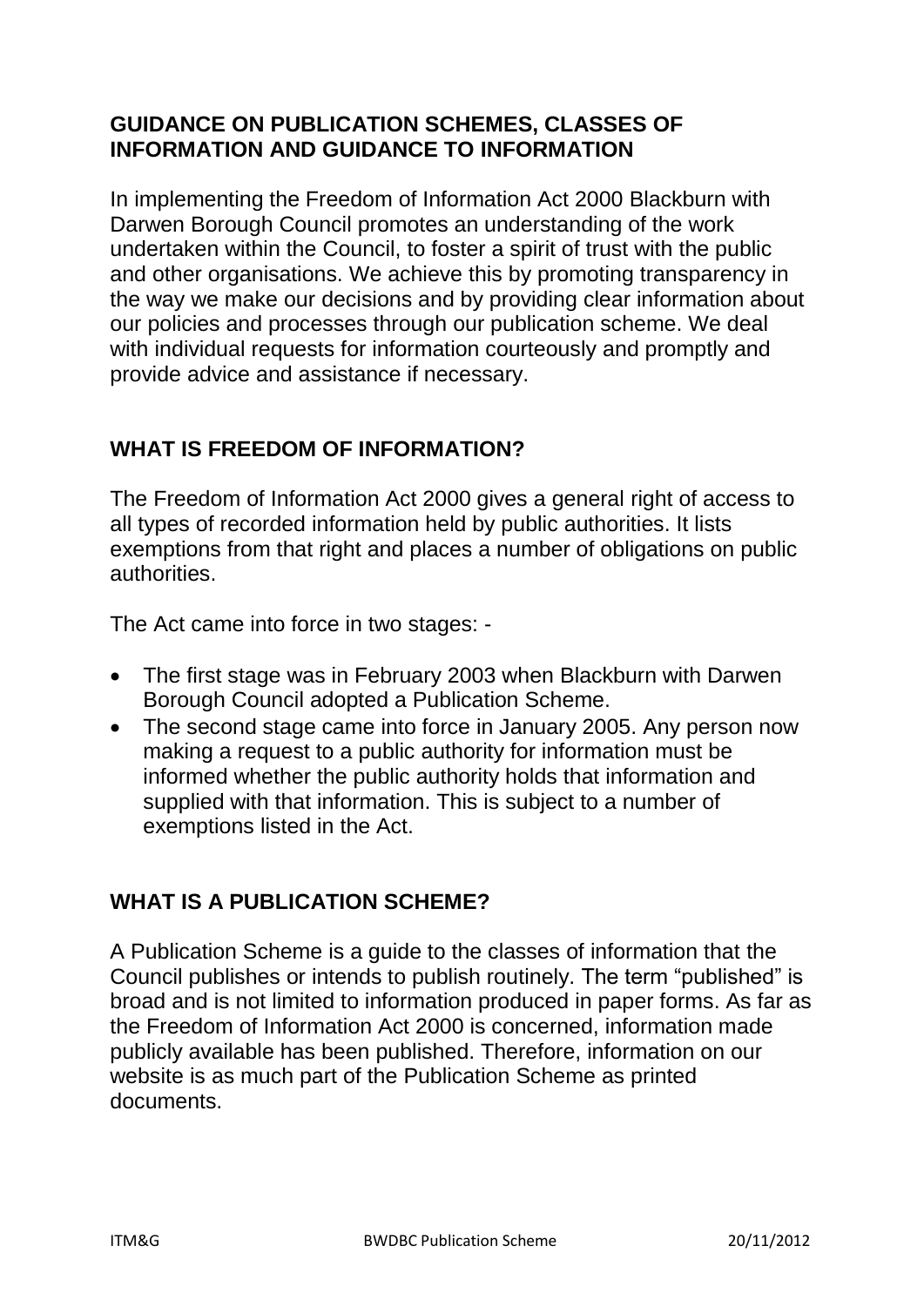## GUIDANCE ON PUBLICATION SCHEMES, CLASSES OF INFORMATION AND GUIDANCE TO INFORMATION

In implementing the Freedom of Information Act 2000 Blackburn with Darwen Borough Council promotes an understanding of the work undertaken within the Council, to foster a spirit of trust with the public and other organisations. We achieve this by promoting transparency in the way we make our decisions and by providing clear information about our policies and processes through our publication scheme. We deal with individual requests for information courteously and promptly and provide advice and assistance if necessary.

## WHAT IS FREEDOM OF INFORMATION?

The Freedom of Information Act 2000 gives a general right of access to all types of recorded information held by public authorities. It lists exemptions from that right and places a number of obligations on public authorities.

The Act came into force in two stages: -

- The first stage was in February 2003 when Blackburn with Darwen Borough Council adopted a Publication Scheme.
- The second stage came into force in January 2005. Any person now making a request to a public authority for information must be informed whether the public authority holds that information and supplied with that information. This is subject to a number of exemptions listed in the Act.

## WHAT IS A PUBLICATION SCHEME?

A Publication Scheme is a guide to the classes of information that the Council publishes or intends to publish routinely. The term "published" is broad and is not limited to information produced in paper forms. As far as the Freedom of Information Act 2000 is concerned, information made publicly available has been published. Therefore, information on our website is as much part of the Publication Scheme as printed documents.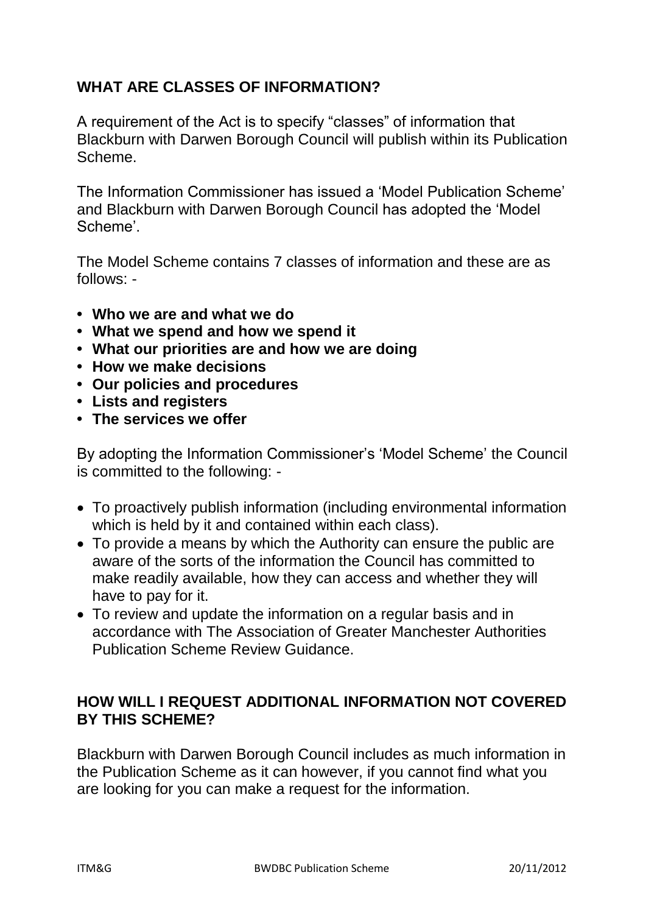## WHAT ARE CLASSES OF INFORMATION?

A requirement of the Act is to specify "classes" of information that Blackburn with Darwen Borough Council will publish within its Publication Scheme.

The Information Commissioner has issued a 'Model Publication Scheme' and Blackburn with Darwen Borough Council has adopted the 'Model Scheme'.

The Model Scheme contains 7 classes of information and these are as follows: -

- **Who we are and what we do**
- **What we spend and how we spend it**
- **What our priorities are and how we are doing**
- **How we make decisions**
- **Our policies and procedures**
- **Lists and registers**
- **The services we offer**

By adopting the Information Commissioner's 'Model Scheme' the Council is committed to the following: -

- To proactively publish information (including environmental information which is held by it and contained within each class).
- To provide a means by which the Authority can ensure the public are aware of the sorts of the information the Council has committed to make readily available, how they can access and whether they will have to pay for it.
- To review and update the information on a regular basis and in accordance with The Association of Greater Manchester Authorities Publication Scheme Review Guidance.

## HOW WILL I REQUEST ADDITIONAL INFORMATION NOT COVERED BY THIS SCHEME?

Blackburn with Darwen Borough Council includes as much information in the Publication Scheme as it can however, if you cannot find what you are looking for you can make a request for the information.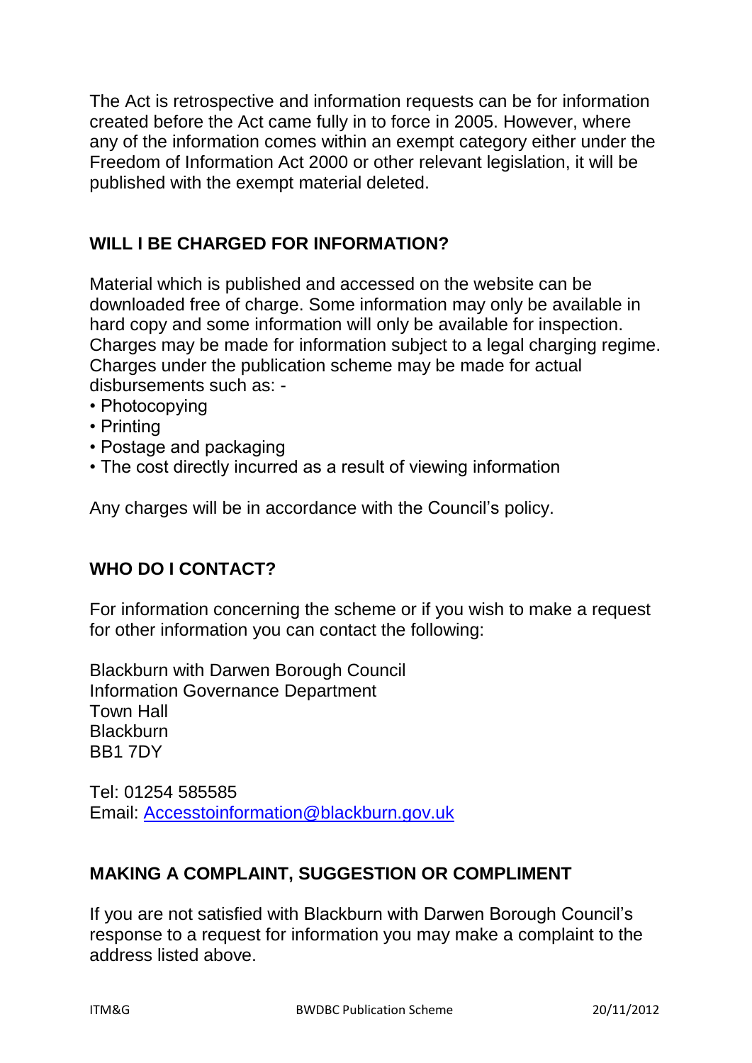The Act is retrospective and information requests can be for information created before the Act came fully in to force in 2005. However, where any of the information comes within an exempt category either under the Freedom of Information Act 2000 or other relevant legislation, it will be published with the exempt material deleted.

## WILL I BE CHARGED FOR INFORMATION?

Material which is published and accessed on the website can be downloaded free of charge. Some information may only be available in hard copy and some information will only be available for inspection. Charges may be made for information subject to a legal charging regime. Charges under the publication scheme may be made for actual disbursements such as: -

- Photocopying
- Printing
- Postage and packaging
- The cost directly incurred as a result of viewing information

Any charges will be in accordance with the Council's policy.

## WHO DO I CONTACT?

For information concerning the scheme or if you wish to make a request for other information you can contact the following:

Blackburn with Darwen Borough Council
Information Governance Department
Town Hall
Blackburn
BB1 7DY

Tel: 01254 585585
Email: Accesstoinformation@blackburn.gov.uk

## MAKING A COMPLAINT, SUGGESTION OR COMPLIMENT

If you are not satisfied with Blackburn with Darwen Borough Council's response to a request for information you may make a complaint to the address listed above.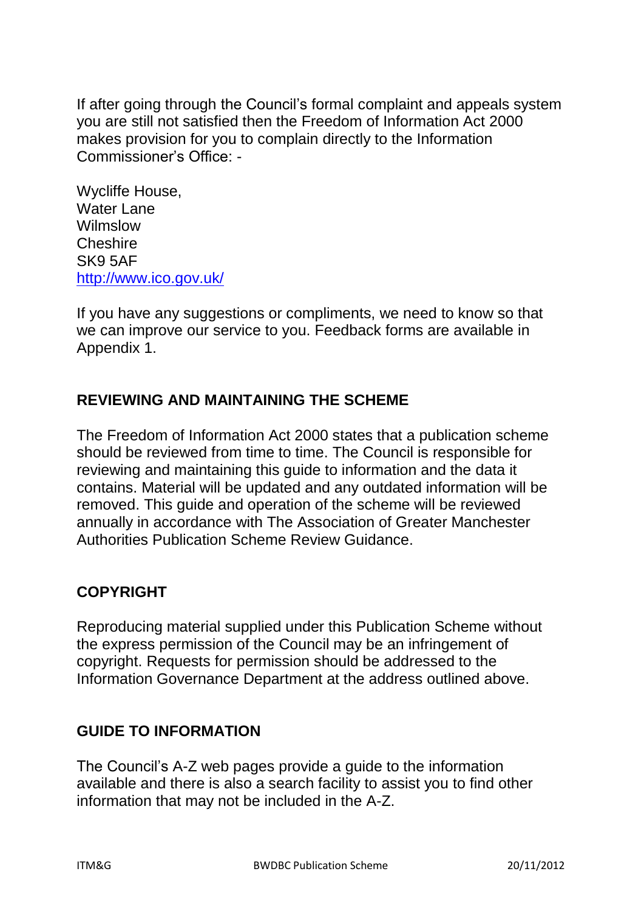If after going through the Council's formal complaint and appeals system you are still not satisfied then the Freedom of Information Act 2000 makes provision for you to complain directly to the Information Commissioner's Office: -

Wycliffe House,
Water Lane
Wilmslow
Cheshire
SK9 5AF
http://www.ico.gov.uk/

If you have any suggestions or compliments, we need to know so that we can improve our service to you. Feedback forms are available in Appendix 1.

## REVIEWING AND MAINTAINING THE SCHEME

The Freedom of Information Act 2000 states that a publication scheme should be reviewed from time to time. The Council is responsible for reviewing and maintaining this guide to information and the data it contains. Material will be updated and any outdated information will be removed. This guide and operation of the scheme will be reviewed annually in accordance with The Association of Greater Manchester Authorities Publication Scheme Review Guidance.

## COPYRIGHT

Reproducing material supplied under this Publication Scheme without the express permission of the Council may be an infringement of copyright. Requests for permission should be addressed to the Information Governance Department at the address outlined above.

## GUIDE TO INFORMATION

The Council's A-Z web pages provide a guide to the information available and there is also a search facility to assist you to find other information that may not be included in the A-Z.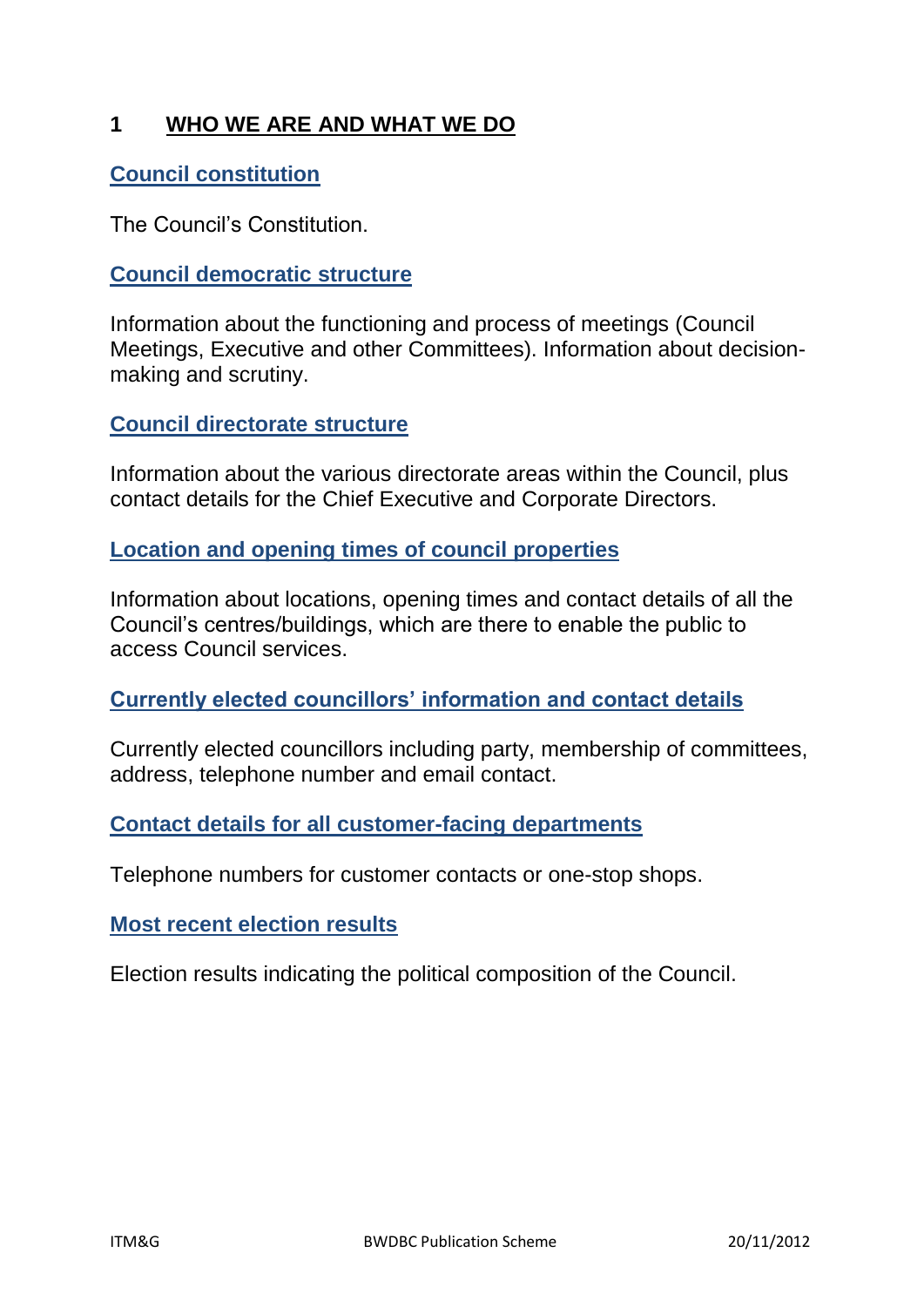## 1 WHO WE ARE AND WHAT WE DO

### Council constitution

The Council's Constitution.

### Council democratic structure

Information about the functioning and process of meetings (Council Meetings, Executive and other Committees). Information about decision-making and scrutiny.

### Council directorate structure

Information about the various directorate areas within the Council, plus contact details for the Chief Executive and Corporate Directors.

### Location and opening times of council properties

Information about locations, opening times and contact details of all the Council's centres/buildings, which are there to enable the public to access Council services.

### Currently elected councillors' information and contact details

Currently elected councillors including party, membership of committees, address, telephone number and email contact.

### Contact details for all customer-facing departments

Telephone numbers for customer contacts or one-stop shops.

### Most recent election results

Election results indicating the political composition of the Council.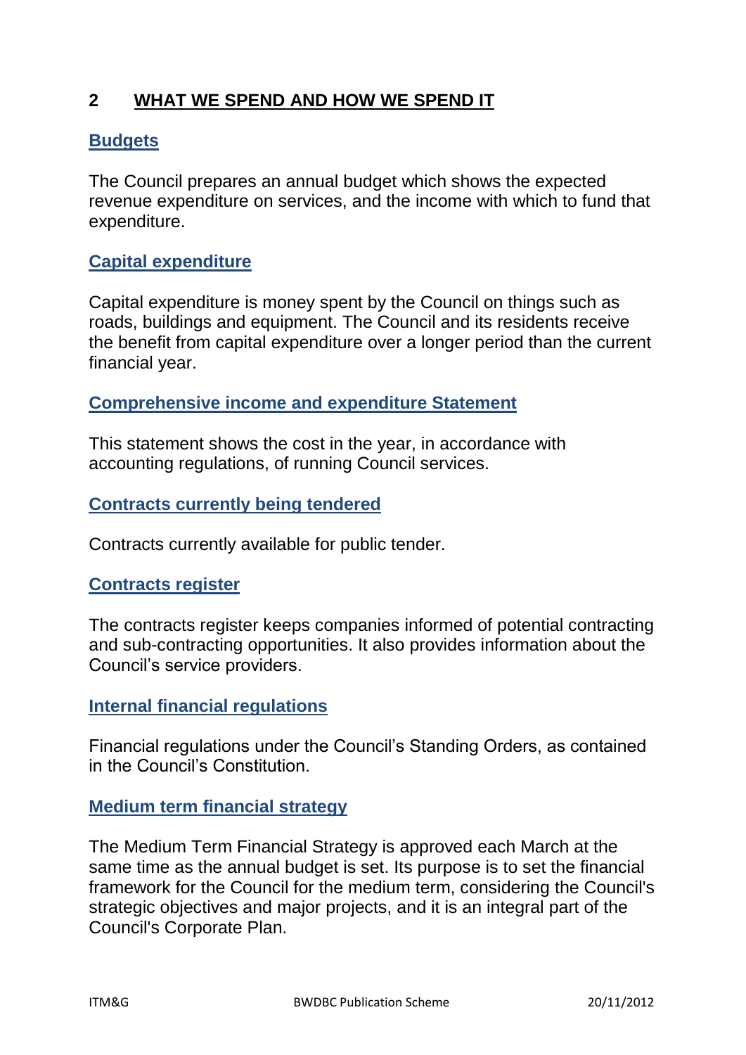## 2 WHAT WE SPEND AND HOW WE SPEND IT

### Budgets

The Council prepares an annual budget which shows the expected revenue expenditure on services, and the income with which to fund that expenditure.

### Capital expenditure

Capital expenditure is money spent by the Council on things such as roads, buildings and equipment. The Council and its residents receive the benefit from capital expenditure over a longer period than the current financial year.

### Comprehensive income and expenditure Statement

This statement shows the cost in the year, in accordance with accounting regulations, of running Council services.

### Contracts currently being tendered

Contracts currently available for public tender.

### Contracts register

The contracts register keeps companies informed of potential contracting and sub-contracting opportunities. It also provides information about the Council's service providers.

### Internal financial regulations

Financial regulations under the Council's Standing Orders, as contained in the Council's Constitution.

### Medium term financial strategy

The Medium Term Financial Strategy is approved each March at the same time as the annual budget is set. Its purpose is to set the financial framework for the Council for the medium term, considering the Council's strategic objectives and major projects, and it is an integral part of the Council's Corporate Plan.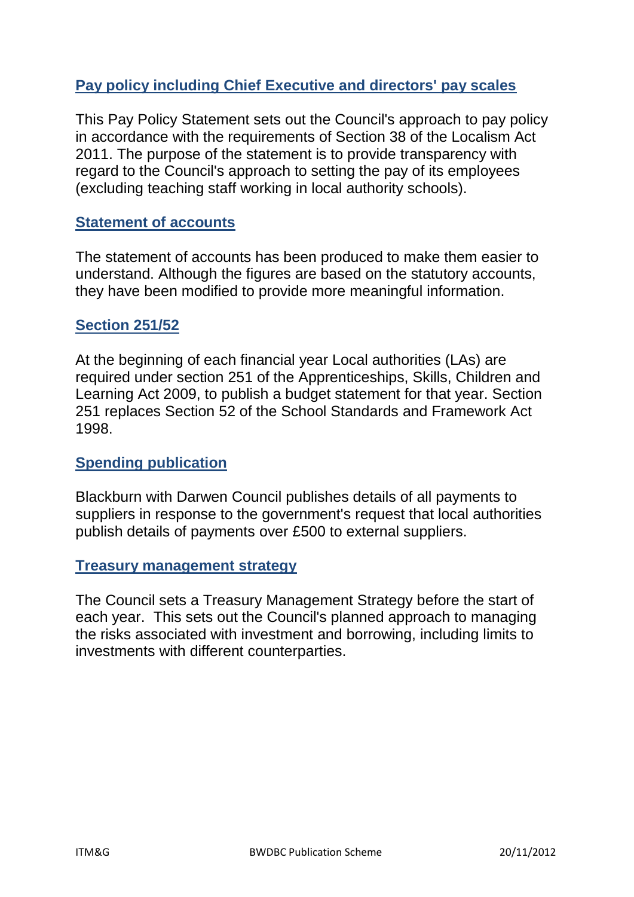### [Pay policy including Chief Executive and directors' pay scales]

This Pay Policy Statement sets out the Council's approach to pay policy in accordance with the requirements of Section 38 of the Localism Act 2011. The purpose of the statement is to provide transparency with regard to the Council's approach to setting the pay of its employees (excluding teaching staff working in local authority schools).

### [Statement of accounts]

The statement of accounts has been produced to make them easier to understand. Although the figures are based on the statutory accounts, they have been modified to provide more meaningful information.

### [Section 251/52]

At the beginning of each financial year Local authorities (LAs) are required under section 251 of the Apprenticeships, Skills, Children and Learning Act 2009, to publish a budget statement for that year. Section 251 replaces Section 52 of the School Standards and Framework Act 1998.

### [Spending publication]

Blackburn with Darwen Council publishes details of all payments to suppliers in response to the government's request that local authorities publish details of payments over £500 to external suppliers.

### [Treasury management strategy]

The Council sets a Treasury Management Strategy before the start of each year. This sets out the Council's planned approach to managing the risks associated with investment and borrowing, including limits to investments with different counterparties.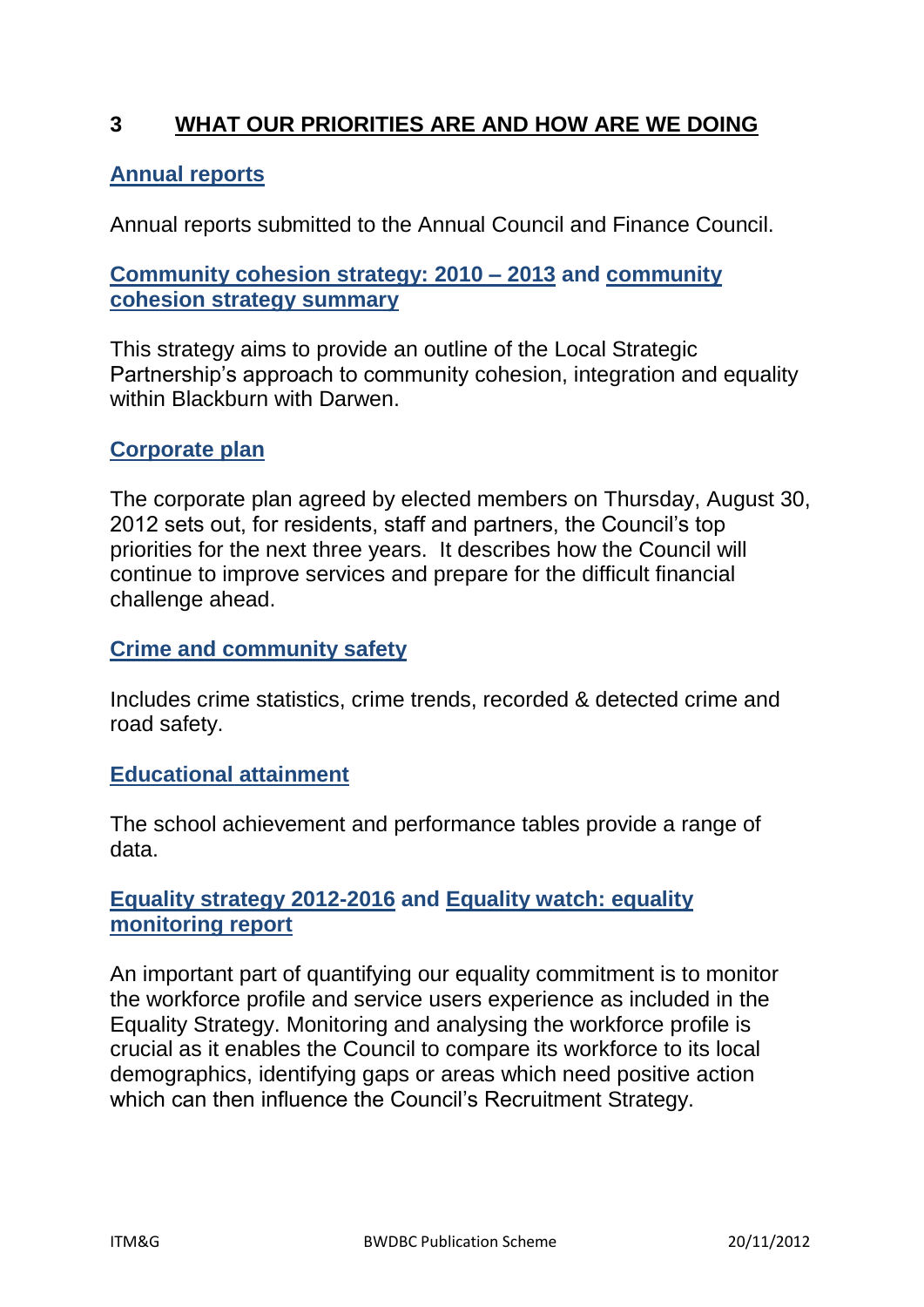## 3 WHAT OUR PRIORITIES ARE AND HOW ARE WE DOING

**Annual reports**

Annual reports submitted to the Annual Council and Finance Council.

**Community cohesion strategy: 2010 – 2013 and community cohesion strategy summary**

This strategy aims to provide an outline of the Local Strategic Partnership's approach to community cohesion, integration and equality within Blackburn with Darwen.

**Corporate plan**

The corporate plan agreed by elected members on Thursday, August 30, 2012 sets out, for residents, staff and partners, the Council's top priorities for the next three years. It describes how the Council will continue to improve services and prepare for the difficult financial challenge ahead.

**Crime and community safety**

Includes crime statistics, crime trends, recorded & detected crime and road safety.

**Educational attainment**

The school achievement and performance tables provide a range of data.

**Equality strategy 2012-2016 and Equality watch: equality monitoring report**

An important part of quantifying our equality commitment is to monitor the workforce profile and service users experience as included in the Equality Strategy. Monitoring and analysing the workforce profile is crucial as it enables the Council to compare its workforce to its local demographics, identifying gaps or areas which need positive action which can then influence the Council's Recruitment Strategy.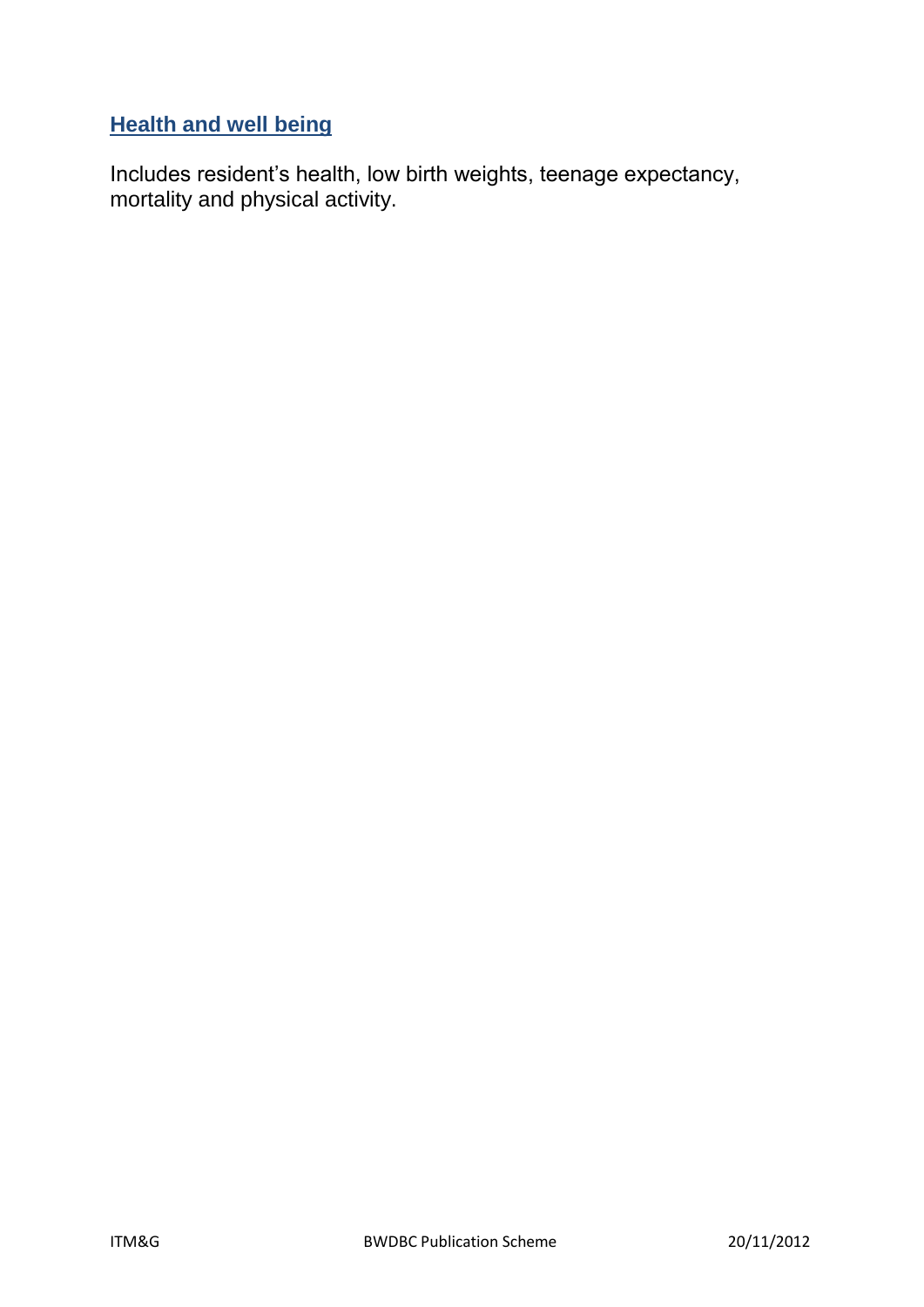## Health and well being

Includes resident's health, low birth weights, teenage expectancy, mortality and physical activity.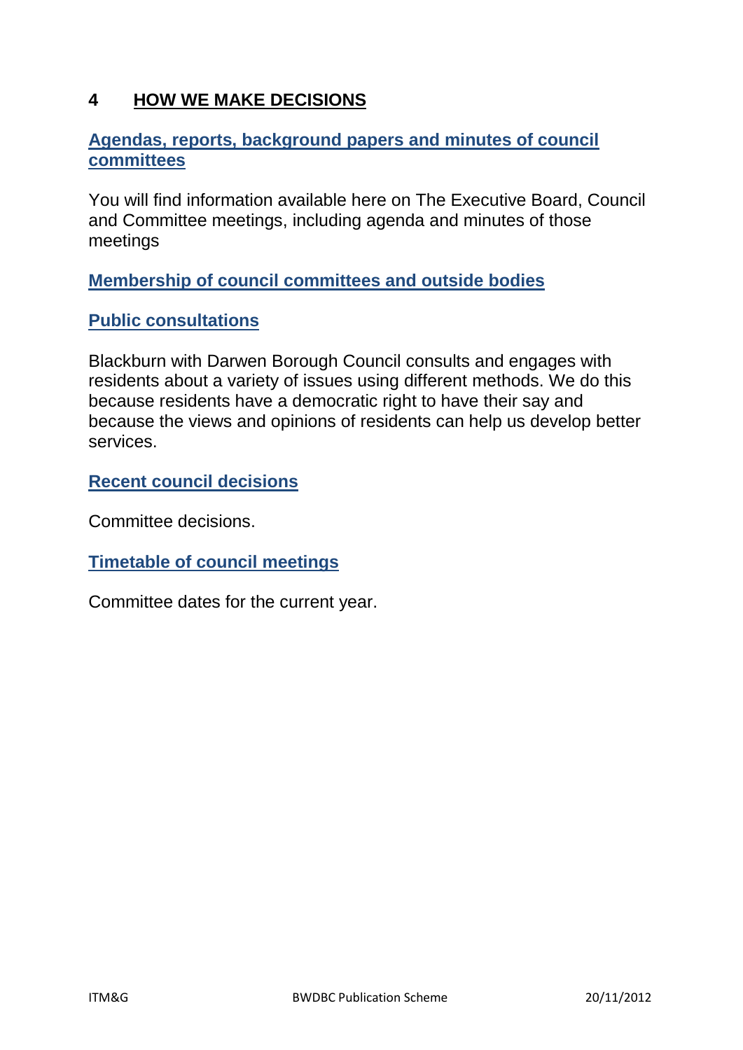## 4 HOW WE MAKE DECISIONS

**Agendas, reports, background papers and minutes of council committees**

You will find information available here on The Executive Board, Council and Committee meetings, including agenda and minutes of those meetings

**Membership of council committees and outside bodies**

**Public consultations**

Blackburn with Darwen Borough Council consults and engages with residents about a variety of issues using different methods. We do this because residents have a democratic right to have their say and because the views and opinions of residents can help us develop better services.

**Recent council decisions**

Committee decisions.

**Timetable of council meetings**

Committee dates for the current year.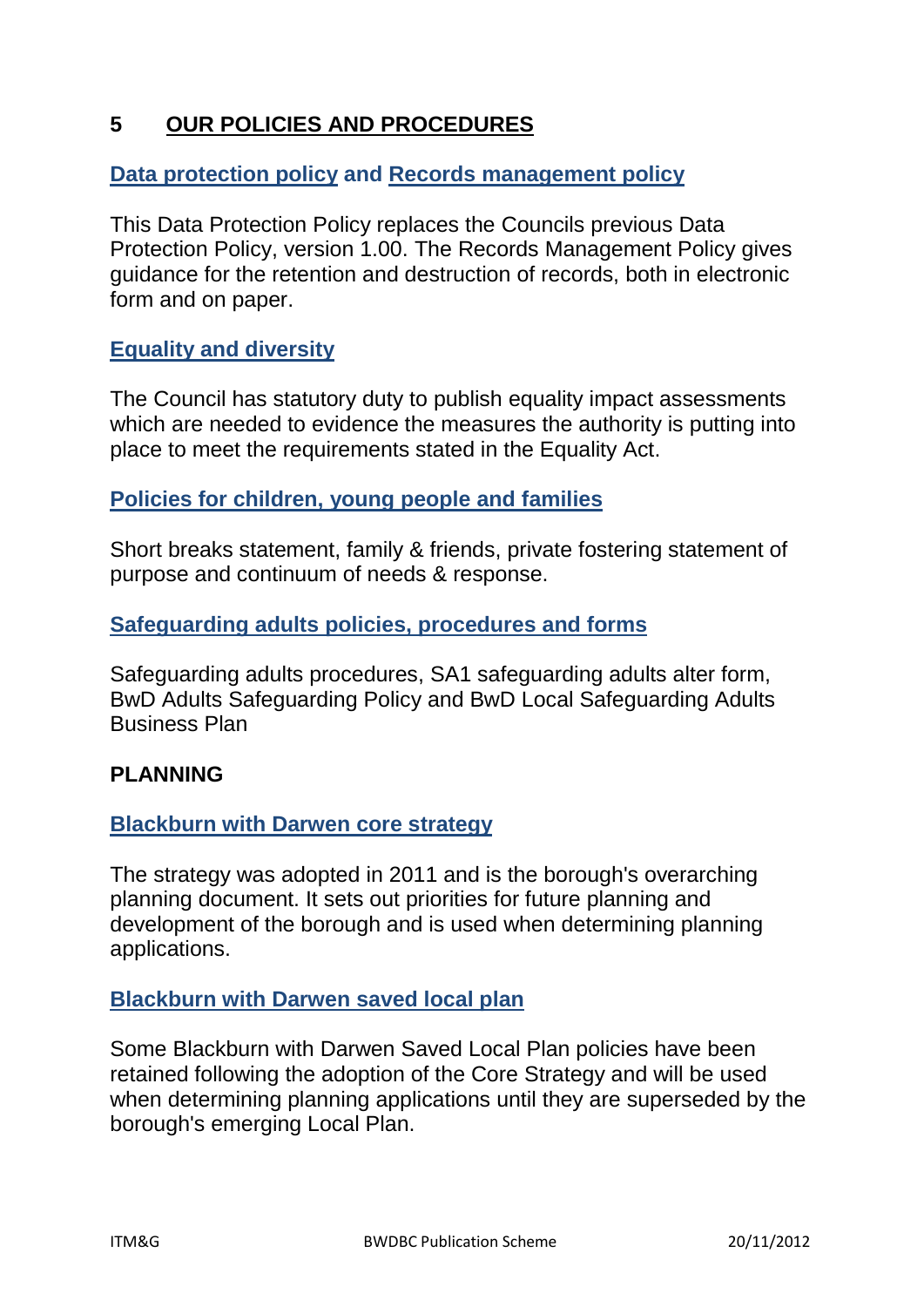## 5 OUR POLICIES AND PROCEDURES

**Data protection policy and Records management policy**

This Data Protection Policy replaces the Councils previous Data Protection Policy, version 1.00. The Records Management Policy gives guidance for the retention and destruction of records, both in electronic form and on paper.

**Equality and diversity**

The Council has statutory duty to publish equality impact assessments which are needed to evidence the measures the authority is putting into place to meet the requirements stated in the Equality Act.

**Policies for children, young people and families**

Short breaks statement, family & friends, private fostering statement of purpose and continuum of needs & response.

**Safeguarding adults policies, procedures and forms**

Safeguarding adults procedures, SA1 safeguarding adults alter form, BwD Adults Safeguarding Policy and BwD Local Safeguarding Adults Business Plan

### PLANNING

**Blackburn with Darwen core strategy**

The strategy was adopted in 2011 and is the borough's overarching planning document. It sets out priorities for future planning and development of the borough and is used when determining planning applications.

**Blackburn with Darwen saved local plan**

Some Blackburn with Darwen Saved Local Plan policies have been retained following the adoption of the Core Strategy and will be used when determining planning applications until they are superseded by the borough's emerging Local Plan.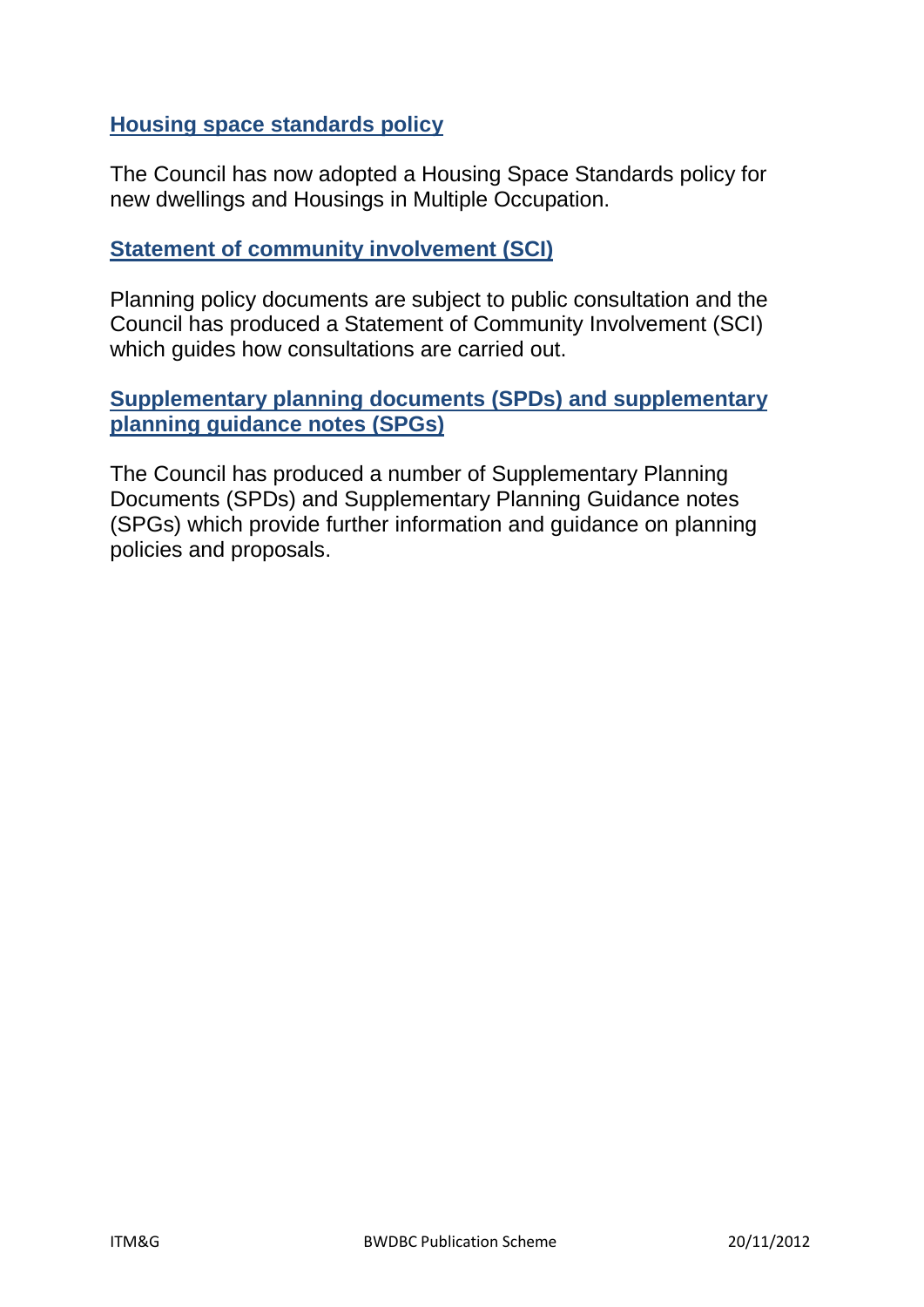### Housing space standards policy

The Council has now adopted a Housing Space Standards policy for new dwellings and Housings in Multiple Occupation.

### Statement of community involvement (SCI)

Planning policy documents are subject to public consultation and the Council has produced a Statement of Community Involvement (SCI) which guides how consultations are carried out.

### Supplementary planning documents (SPDs) and supplementary planning guidance notes (SPGs)

The Council has produced a number of Supplementary Planning Documents (SPDs) and Supplementary Planning Guidance notes (SPGs) which provide further information and guidance on planning policies and proposals.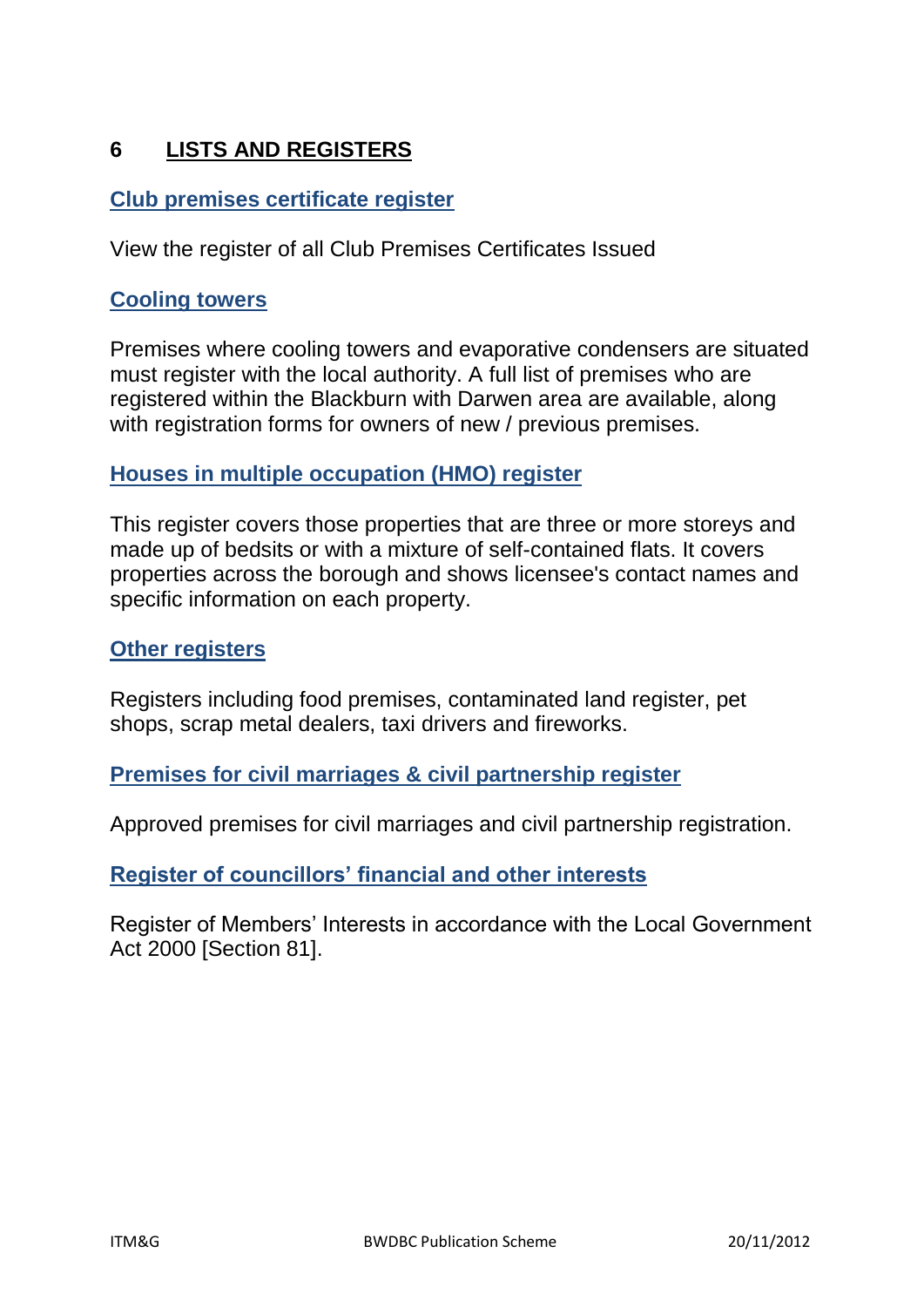## 6 LISTS AND REGISTERS

### Club premises certificate register

View the register of all Club Premises Certificates Issued

### Cooling towers

Premises where cooling towers and evaporative condensers are situated must register with the local authority. A full list of premises who are registered within the Blackburn with Darwen area are available, along with registration forms for owners of new / previous premises.

### Houses in multiple occupation (HMO) register

This register covers those properties that are three or more storeys and made up of bedsits or with a mixture of self-contained flats. It covers properties across the borough and shows licensee's contact names and specific information on each property.

### Other registers

Registers including food premises, contaminated land register, pet shops, scrap metal dealers, taxi drivers and fireworks.

### Premises for civil marriages & civil partnership register

Approved premises for civil marriages and civil partnership registration.

### Register of councillors' financial and other interests

Register of Members' Interests in accordance with the Local Government Act 2000 [Section 81].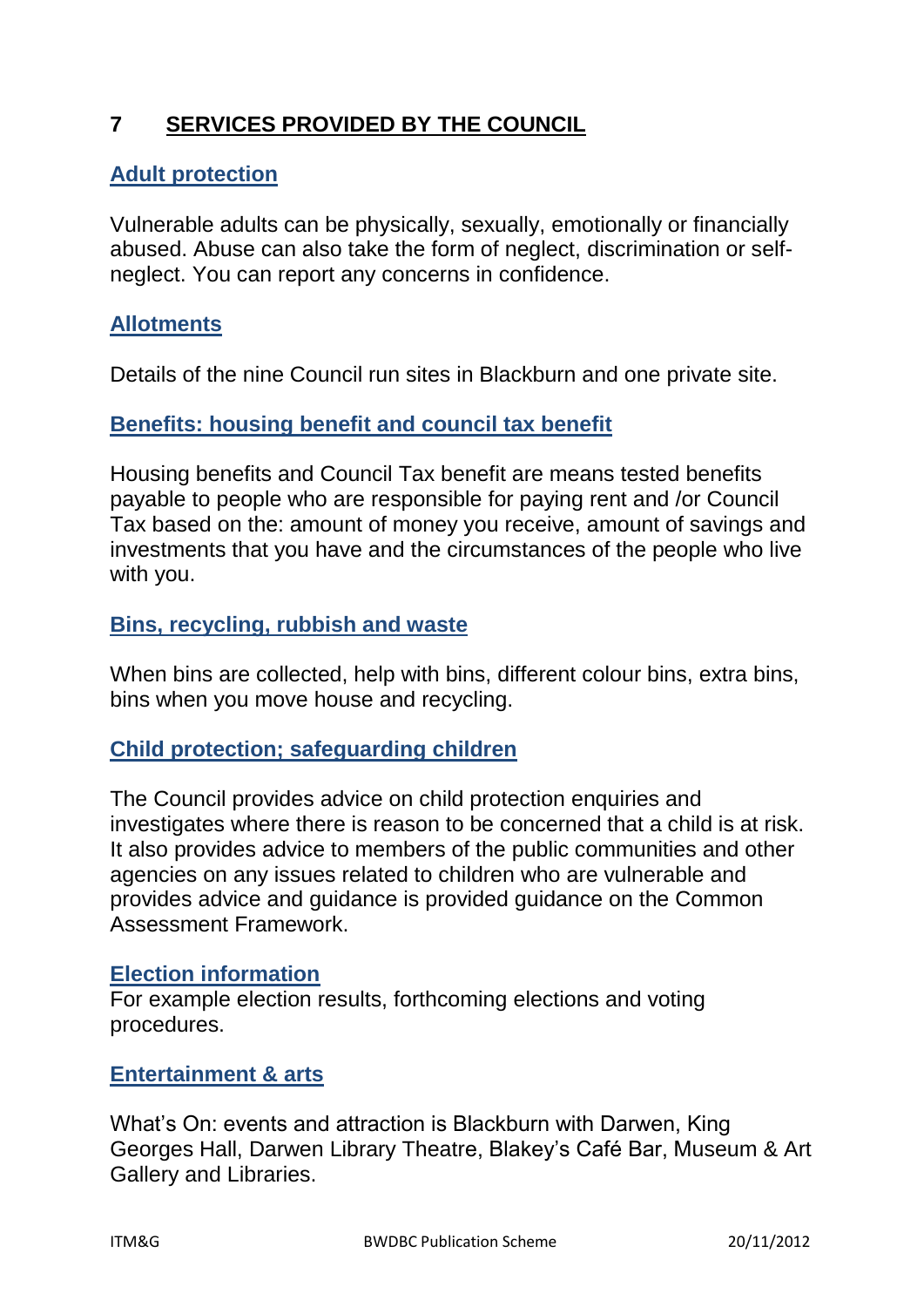## 7 SERVICES PROVIDED BY THE COUNCIL

### Adult protection

Vulnerable adults can be physically, sexually, emotionally or financially abused. Abuse can also take the form of neglect, discrimination or self-neglect. You can report any concerns in confidence.

### Allotments

Details of the nine Council run sites in Blackburn and one private site.

### Benefits: housing benefit and council tax benefit

Housing benefits and Council Tax benefit are means tested benefits payable to people who are responsible for paying rent and /or Council Tax based on the: amount of money you receive, amount of savings and investments that you have and the circumstances of the people who live with you.

### Bins, recycling, rubbish and waste

When bins are collected, help with bins, different colour bins, extra bins, bins when you move house and recycling.

### Child protection; safeguarding children

The Council provides advice on child protection enquiries and investigates where there is reason to be concerned that a child is at risk. It also provides advice to members of the public communities and other agencies on any issues related to children who are vulnerable and provides advice and guidance is provided guidance on the Common Assessment Framework.

### Election information

For example election results, forthcoming elections and voting procedures.

### Entertainment & arts

What's On: events and attraction is Blackburn with Darwen, King Georges Hall, Darwen Library Theatre, Blakey's Café Bar, Museum & Art Gallery and Libraries.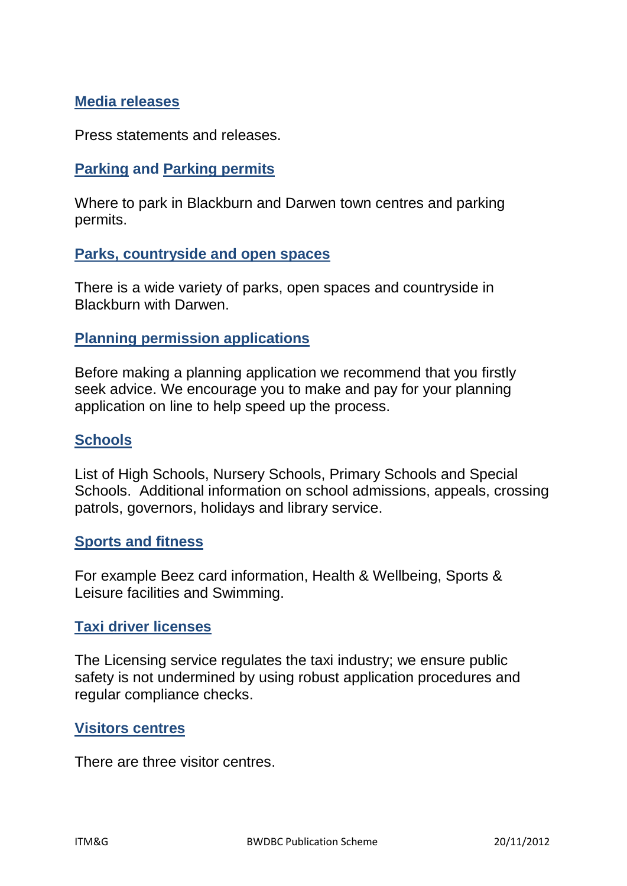**Media releases**

Press statements and releases.

**Parking and Parking permits**

Where to park in Blackburn and Darwen town centres and parking permits.

**Parks, countryside and open spaces**

There is a wide variety of parks, open spaces and countryside in Blackburn with Darwen.

**Planning permission applications**

Before making a planning application we recommend that you firstly seek advice. We encourage you to make and pay for your planning application on line to help speed up the process.

**Schools**

List of High Schools, Nursery Schools, Primary Schools and Special Schools. Additional information on school admissions, appeals, crossing patrols, governors, holidays and library service.

**Sports and fitness**

For example Beez card information, Health & Wellbeing, Sports & Leisure facilities and Swimming.

**Taxi driver licenses**

The Licensing service regulates the taxi industry; we ensure public safety is not undermined by using robust application procedures and regular compliance checks.

**Visitors centres**

There are three visitor centres.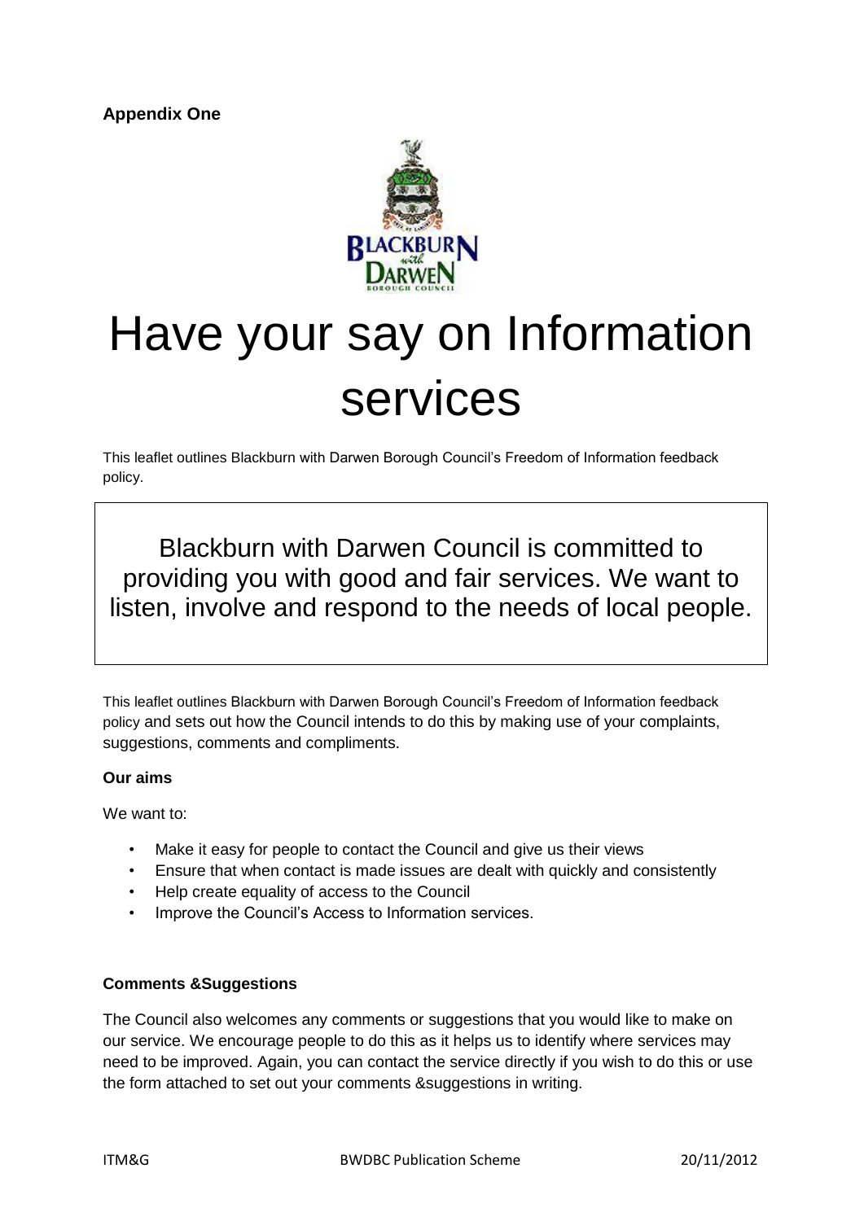**Appendix One**

# Have your say on Information services

This leaflet outlines Blackburn with Darwen Borough Council's Freedom of Information feedback policy.

> Blackburn with Darwen Council is committed to providing you with good and fair services. We want to listen, involve and respond to the needs of local people.

This leaflet outlines Blackburn with Darwen Borough Council's Freedom of Information feedback policy and sets out how the Council intends to do this by making use of your complaints, suggestions, comments and compliments.

**Our aims**

We want to:

- Make it easy for people to contact the Council and give us their views
- Ensure that when contact is made issues are dealt with quickly and consistently
- Help create equality of access to the Council
- Improve the Council's Access to Information services.

**Comments &Suggestions**

The Council also welcomes any comments or suggestions that you would like to make on our service. We encourage people to do this as it helps us to identify where services may need to be improved. Again, you can contact the service directly if you wish to do this or use the form attached to set out your comments &suggestions in writing.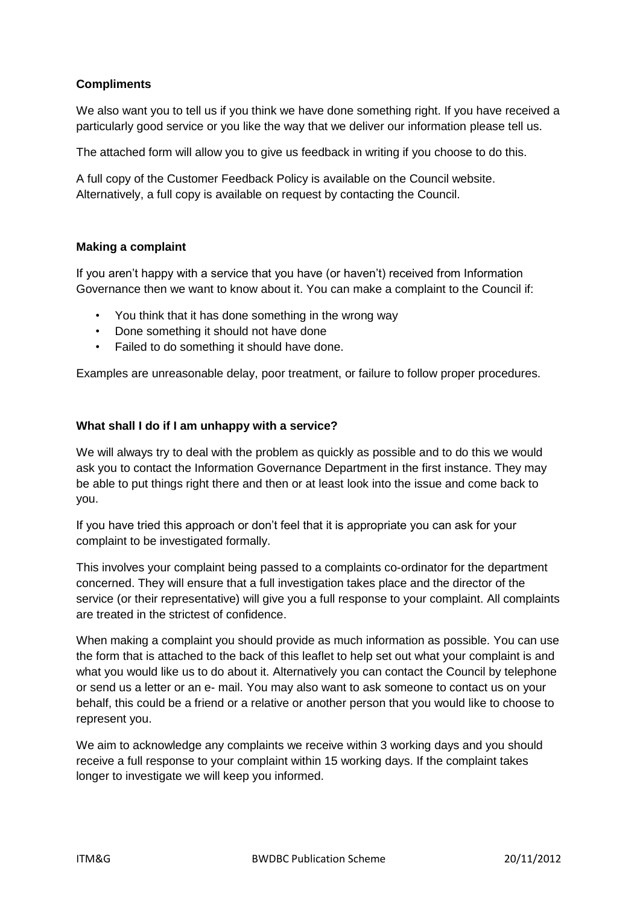**Compliments**

We also want you to tell us if you think we have done something right. If you have received a particularly good service or you like the way that we deliver our information please tell us.

The attached form will allow you to give us feedback in writing if you choose to do this.

A full copy of the Customer Feedback Policy is available on the Council website. Alternatively, a full copy is available on request by contacting the Council.

**Making a complaint**

If you aren't happy with a service that you have (or haven't) received from Information Governance then we want to know about it. You can make a complaint to the Council if:

- You think that it has done something in the wrong way
- Done something it should not have done
- Failed to do something it should have done.

Examples are unreasonable delay, poor treatment, or failure to follow proper procedures.

**What shall I do if I am unhappy with a service?**

We will always try to deal with the problem as quickly as possible and to do this we would ask you to contact the Information Governance Department in the first instance. They may be able to put things right there and then or at least look into the issue and come back to you.

If you have tried this approach or don't feel that it is appropriate you can ask for your complaint to be investigated formally.

This involves your complaint being passed to a complaints co-ordinator for the department concerned. They will ensure that a full investigation takes place and the director of the service (or their representative) will give you a full response to your complaint. All complaints are treated in the strictest of confidence.

When making a complaint you should provide as much information as possible. You can use the form that is attached to the back of this leaflet to help set out what your complaint is and what you would like us to do about it. Alternatively you can contact the Council by telephone or send us a letter or an e- mail. You may also want to ask someone to contact us on your behalf, this could be a friend or a relative or another person that you would like to choose to represent you.

We aim to acknowledge any complaints we receive within 3 working days and you should receive a full response to your complaint within 15 working days. If the complaint takes longer to investigate we will keep you informed.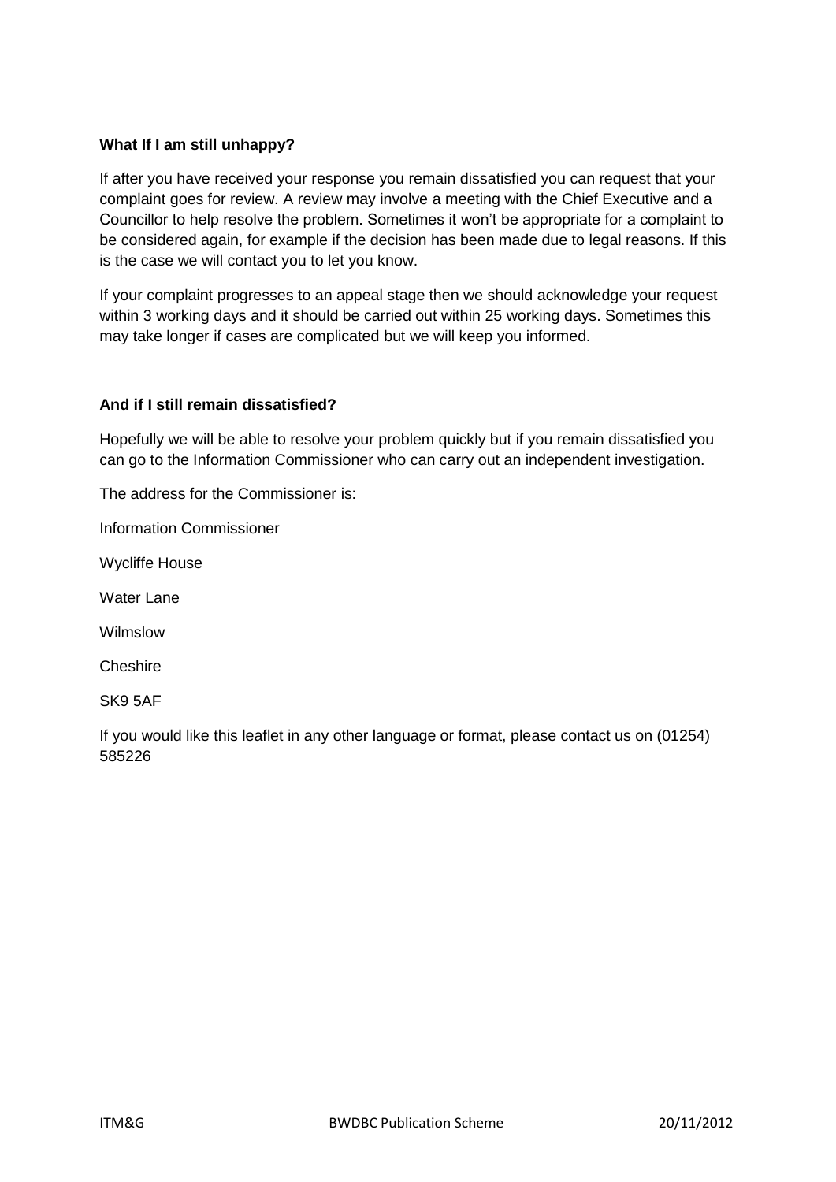**What If I am still unhappy?**

If after you have received your response you remain dissatisfied you can request that your complaint goes for review. A review may involve a meeting with the Chief Executive and a Councillor to help resolve the problem. Sometimes it won't be appropriate for a complaint to be considered again, for example if the decision has been made due to legal reasons. If this is the case we will contact you to let you know.

If your complaint progresses to an appeal stage then we should acknowledge your request within 3 working days and it should be carried out within 25 working days. Sometimes this may take longer if cases are complicated but we will keep you informed.

**And if I still remain dissatisfied?**

Hopefully we will be able to resolve your problem quickly but if you remain dissatisfied you can go to the Information Commissioner who can carry out an independent investigation.

The address for the Commissioner is:

Information Commissioner

Wycliffe House

Water Lane

Wilmslow

Cheshire

SK9 5AF

If you would like this leaflet in any other language or format, please contact us on (01254) 585226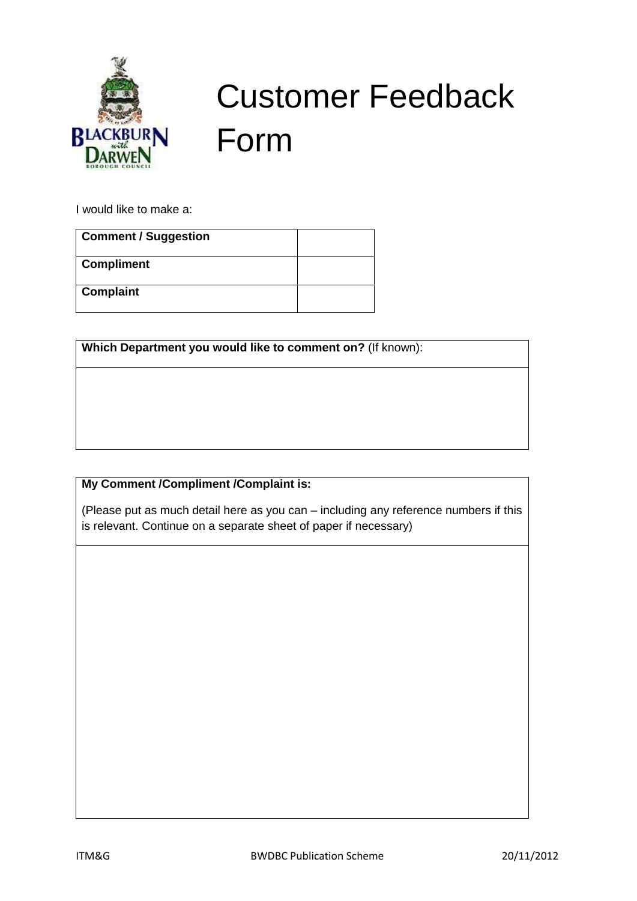# Customer Feedback Form

I would like to make a:

| | |
|---|---|
| **Comment / Suggestion** | |
| **Compliment** | |
| **Complaint** | |

| **Which Department you would like to comment on?** (If known): |
|---|
| |

| **My Comment /Compliment /Complaint is:** (Please put as much detail here as you can – including any reference numbers if this is relevant. Continue on a separate sheet of paper if necessary) |
|---|
| |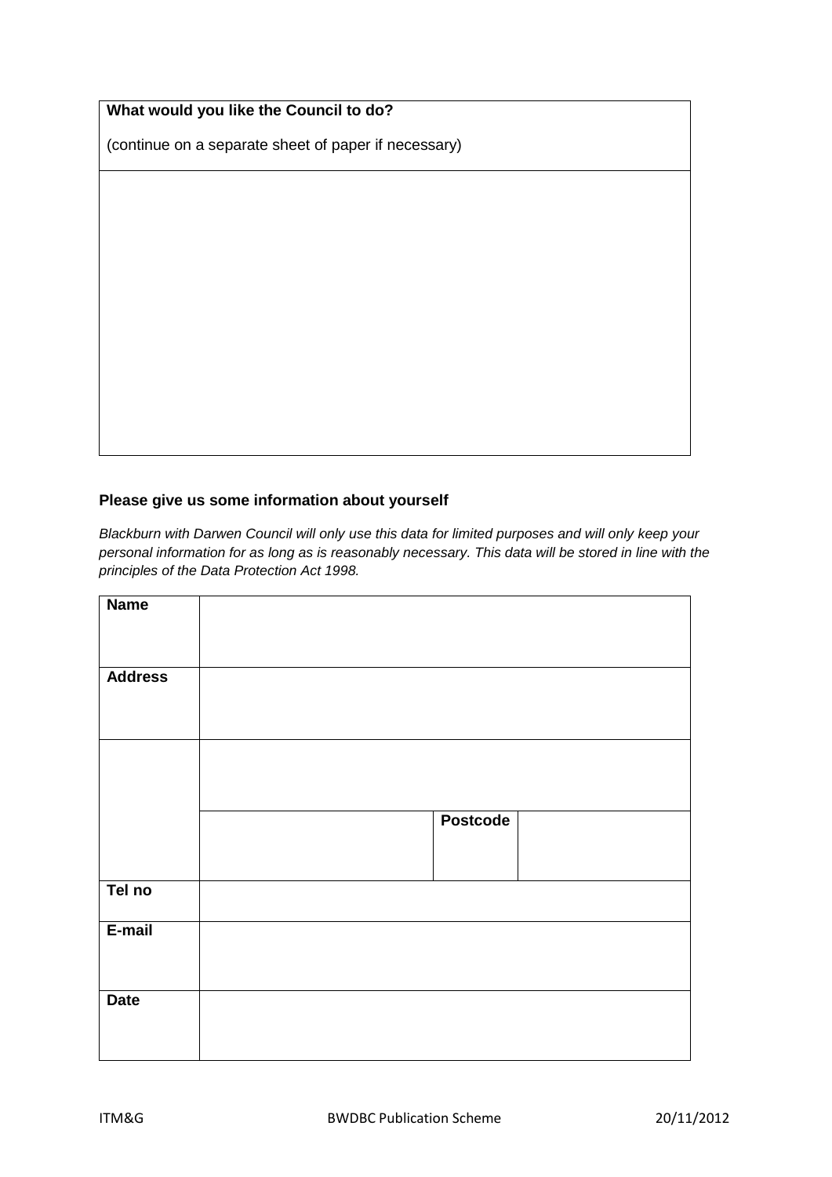| **What would you like the Council to do?**<br><br>(continue on a separate sheet of paper if necessary) |
| --- |
| |

**Please give us some information about yourself**

*Blackburn with Darwen Council will only use this data for limited purposes and will only keep your personal information for as long as is reasonably necessary. This data will be stored in line with the principles of the Data Protection Act 1998.*

| **Name** | | | |
| --- | --- | --- | --- |
| **Address** | | | |
| | | | |
| | | **Postcode** | |
| **Tel no** | | | |
| **E-mail** | | | |
| **Date** | | | |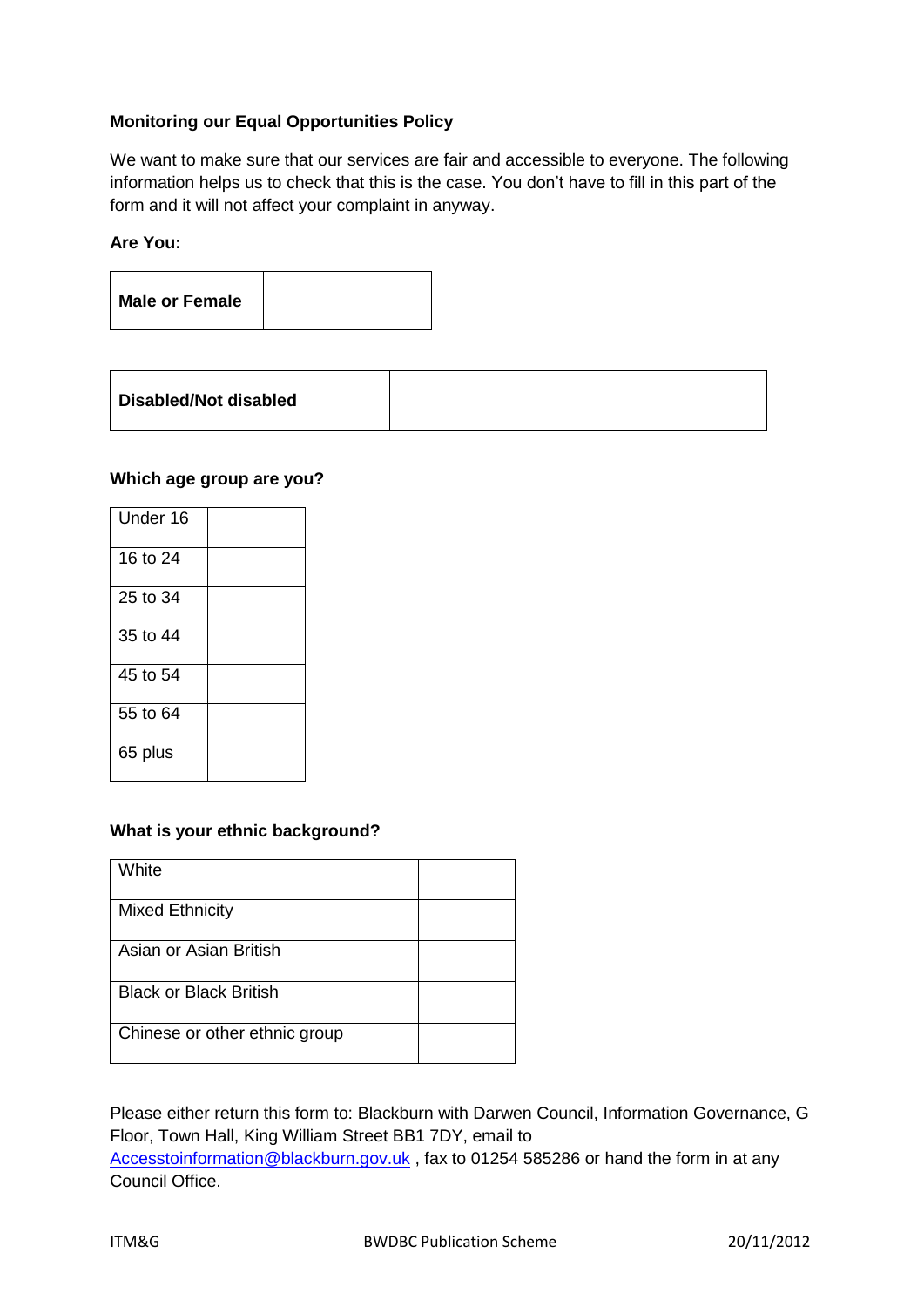**Monitoring our Equal Opportunities Policy**

We want to make sure that our services are fair and accessible to everyone. The following information helps us to check that this is the case. You don't have to fill in this part of the form and it will not affect your complaint in anyway.

**Are You:**

| | |
|---|---|
| **Male or Female** | |

| | |
|---|---|
| **Disabled/Not disabled** | |

**Which age group are you?**

| | |
|---|---|
| Under 16 | |
| 16 to 24 | |
| 25 to 34 | |
| 35 to 44 | |
| 45 to 54 | |
| 55 to 64 | |
| 65 plus | |

**What is your ethnic background?**

| | |
|---|---|
| White | |
| Mixed Ethnicity | |
| Asian or Asian British | |
| Black or Black British | |
| Chinese or other ethnic group | |

Please either return this form to: Blackburn with Darwen Council, Information Governance, G Floor, Town Hall, King William Street BB1 7DY, email to Accesstoinformation@blackburn.gov.uk , fax to 01254 585286 or hand the form in at any Council Office.